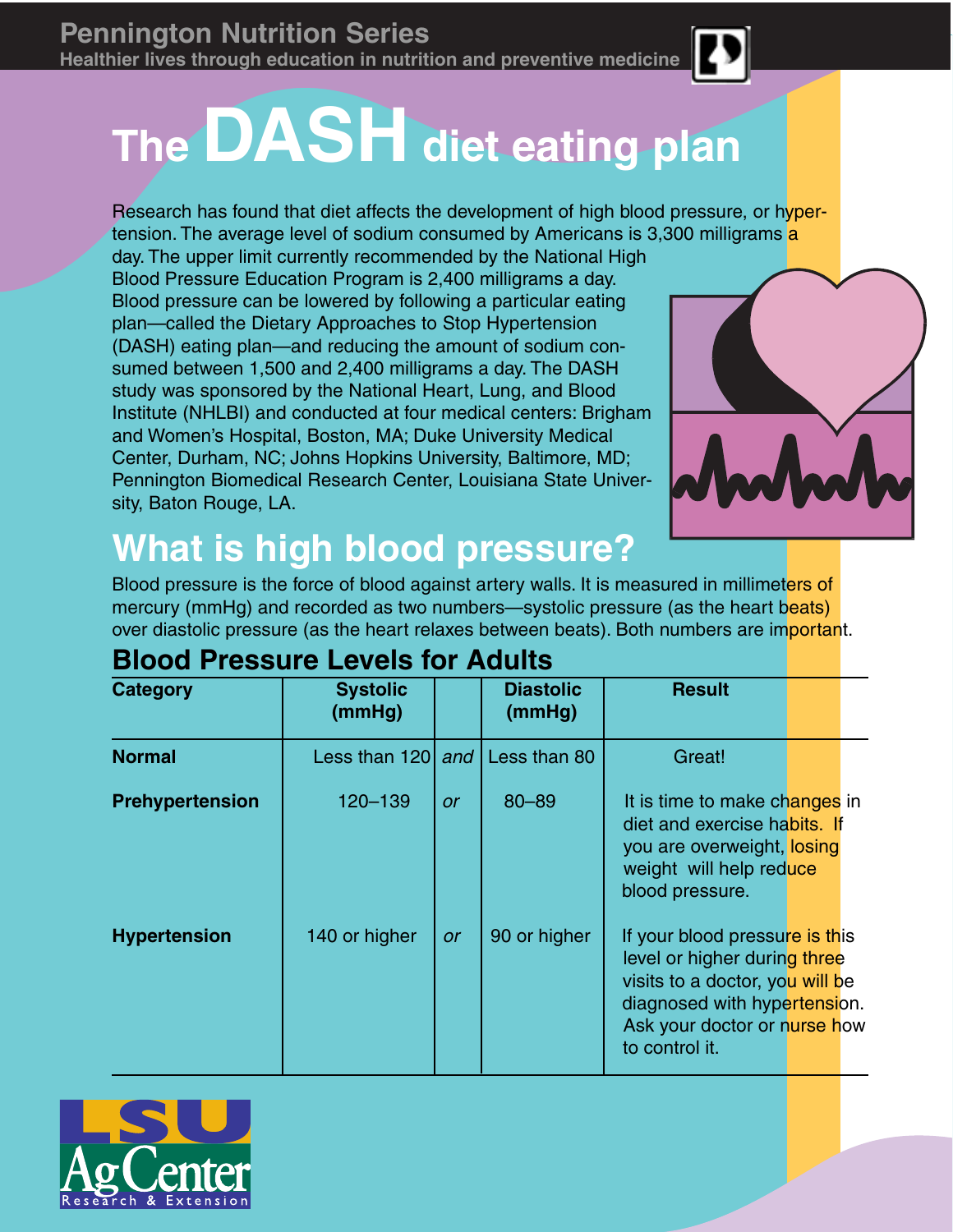Pennington Nutrition Series

Healthier lives through education in nutrition and preventive medicine

# The DASH diet eating plan

Research has found that diet affects the development of high blood pressure, or hypertension. The average level of sodium consumed by Americans is 3,300 milligrams a day. The upper limit currently recommended by the National High Blood Pressure Education Program is 2,400 milligrams a day. Blood pressure can be lowered by following a particular eating plan—called the Dietary Approaches to Stop Hypertension (DASH) eating plan—and reducing the amount of sodium consumed between 1,500 and 2,400 milligrams a day. The DASH study was sponsored by the National Heart, Lung, and Blood Institute (NHLBI) and conducted at four medical centers: Brigham and Women's Hospital, Boston, MA; Duke University Medical Center, Durham, NC; Johns Hopkins University, Baltimore, MD; Pennington Biomedical Research Center, Louisiana State University, Baton Rouge, LA.

## What is high blood pressure?

Blood pressure is the force of blood against artery walls. It is measured in millimeters of mercury (mmHg) and recorded as two numbers—systolic pressure (as the heart beats) over diastolic pressure (as the heart relaxes between beats). Both numbers are important.

### Blood Pressure Levels for Adults

| Category | Systolic (mmHg) | | Diastolic (mmHg) | Result |
|---|---|---|---|---|
| **Normal** | Less than 120 | *and* | Less than 80 | Great! |
| **Prehypertension** | 120–139 | *or* | 80–89 | It is time to make changes in diet and exercise habits. If you are overweight, losing weight will help reduce blood pressure. |
| **Hypertension** | 140 or higher | *or* | 90 or higher | If your blood pressure is this level or higher during three visits to a doctor, you will be diagnosed with hypertension. Ask your doctor or nurse how to control it. |

LSU AgCenter Research & Extension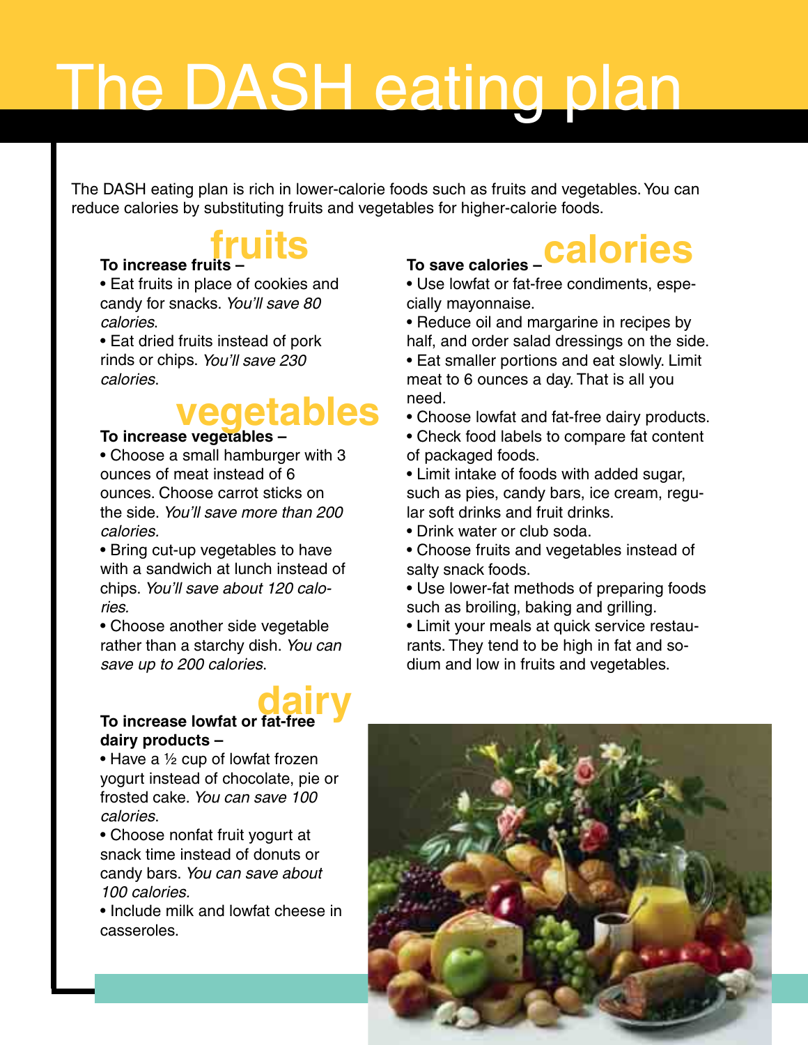# The DASH eating plan

The DASH eating plan is rich in lower-calorie foods such as fruits and vegetables. You can reduce calories by substituting fruits and vegetables for higher-calorie foods.

## fruits

**To increase fruits –**

- Eat fruits in place of cookies and candy for snacks. *You'll save 80 calories*.
- Eat dried fruits instead of pork rinds or chips. *You'll save 230 calories*.

## vegetables

**To increase vegetables –**

- Choose a small hamburger with 3 ounces of meat instead of 6 ounces. Choose carrot sticks on the side. *You'll save more than 200 calories.*
- Bring cut-up vegetables to have with a sandwich at lunch instead of chips. *You'll save about 120 calories.*
- Choose another side vegetable rather than a starchy dish. *You can save up to 200 calories*.

## dairy

**To increase lowfat or fat-free dairy products –**

- Have a ½ cup of lowfat frozen yogurt instead of chocolate, pie or frosted cake. *You can save 100 calories*.
- Choose nonfat fruit yogurt at snack time instead of donuts or candy bars. *You can save about 100 calories.*
- Include milk and lowfat cheese in casseroles.

## calories

**To save calories –**

- Use lowfat or fat-free condiments, especially mayonnaise.
- Reduce oil and margarine in recipes by half, and order salad dressings on the side.
- Eat smaller portions and eat slowly. Limit meat to 6 ounces a day. That is all you need.
- Choose lowfat and fat-free dairy products.
- Check food labels to compare fat content of packaged foods.
- Limit intake of foods with added sugar, such as pies, candy bars, ice cream, regular soft drinks and fruit drinks.
- Drink water or club soda.
- Choose fruits and vegetables instead of salty snack foods.
- Use lower-fat methods of preparing foods such as broiling, baking and grilling.
- Limit your meals at quick service restaurants. They tend to be high in fat and sodium and low in fruits and vegetables.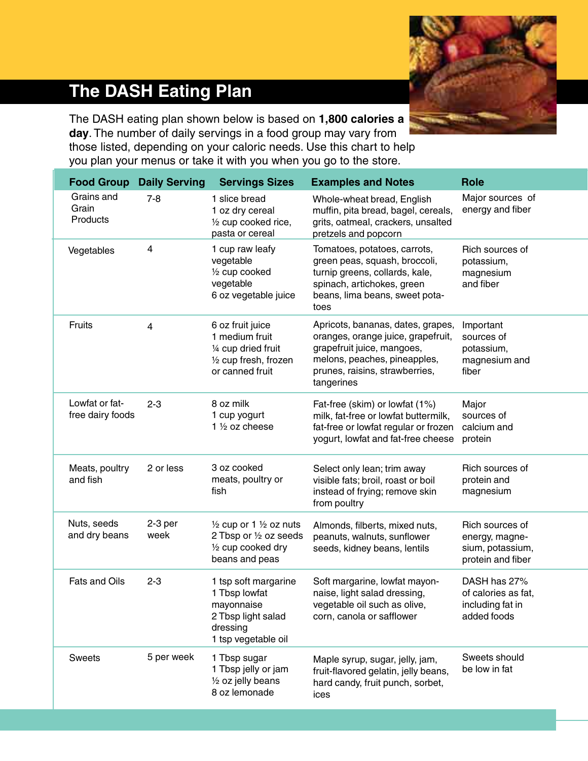# The DASH Eating Plan

The DASH eating plan shown below is based on **1,800 calories a day**. The number of daily servings in a food group may vary from those listed, depending on your caloric needs. Use this chart to help you plan your menus or take it with you when you go to the store.

| Food Group | Daily Serving | Servings Sizes | Examples and Notes | Role |
|---|---|---|---|---|
| Grains and Grain Products | 7-8 | 1 slice bread<br>1 oz dry cereal<br>½ cup cooked rice, pasta or cereal | Whole-wheat bread, English muffin, pita bread, bagel, cereals, grits, oatmeal, crackers, unsalted pretzels and popcorn | Major sources of energy and fiber |
| Vegetables | 4 | 1 cup raw leafy vegetable<br>½ cup cooked vegetable<br>6 oz vegetable juice | Tomatoes, potatoes, carrots, green peas, squash, broccoli, turnip greens, collards, kale, spinach, artichokes, green beans, lima beans, sweet potatoes | Rich sources of potassium, magnesium and fiber |
| Fruits | 4 | 6 oz fruit juice<br>1 medium fruit<br>¼ cup dried fruit<br>½ cup fresh, frozen or canned fruit | Apricots, bananas, dates, grapes, oranges, orange juice, grapefruit, grapefruit juice, mangoes, melons, peaches, pineapples, prunes, raisins, strawberries, tangerines | Important sources of potassium, magnesium and fiber |
| Lowfat or fat-free dairy foods | 2-3 | 8 oz milk<br>1 cup yogurt<br>1 ½ oz cheese | Fat-free (skim) or lowfat (1%) milk, fat-free or lowfat buttermilk, fat-free or lowfat regular or frozen yogurt, lowfat and fat-free cheese | Major sources of calcium and protein |
| Meats, poultry and fish | 2 or less | 3 oz cooked meats, poultry or fish | Select only lean; trim away visible fats; broil, roast or boil instead of frying; remove skin from poultry | Rich sources of protein and magnesium |
| Nuts, seeds and dry beans | 2-3 per week | ½ cup or 1 ½ oz nuts<br>2 Tbsp or ½ oz seeds<br>½ cup cooked dry beans and peas | Almonds, filberts, mixed nuts, peanuts, walnuts, sunflower seeds, kidney beans, lentils | Rich sources of energy, magnesium, potassium, protein and fiber |
| Fats and Oils | 2-3 | 1 tsp soft margarine<br>1 Tbsp lowfat mayonnaise<br>2 Tbsp light salad dressing<br>1 tsp vegetable oil | Soft margarine, lowfat mayonnaise, light salad dressing, vegetable oil such as olive, corn, canola or safflower | DASH has 27% of calories as fat, including fat in added foods |
| Sweets | 5 per week | 1 Tbsp sugar<br>1 Tbsp jelly or jam<br>½ oz jelly beans<br>8 oz lemonade | Maple syrup, sugar, jelly, jam, fruit-flavored gelatin, jelly beans, hard candy, fruit punch, sorbet, ices | Sweets should be low in fat |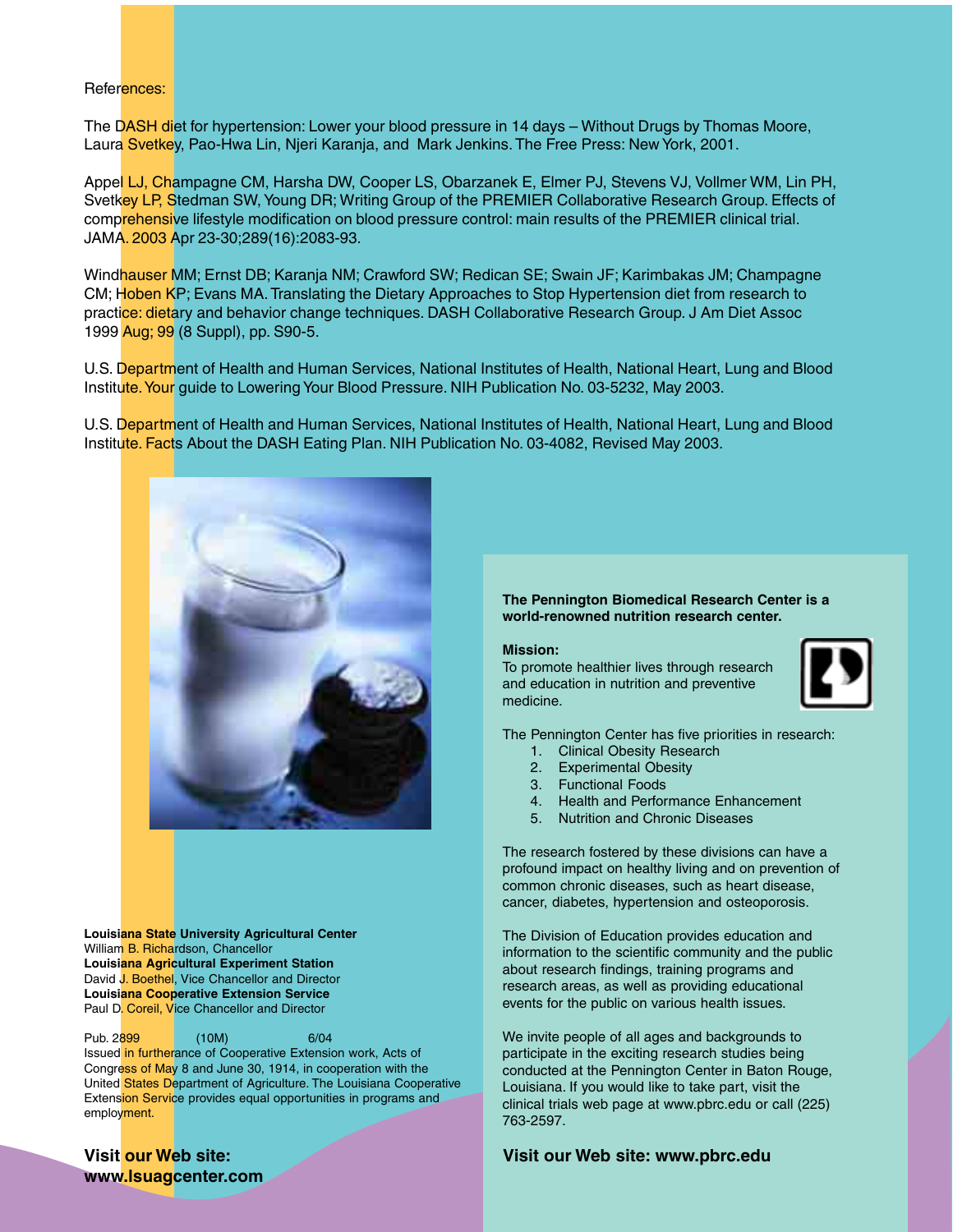References:

The DASH diet for hypertension: Lower your blood pressure in 14 days – Without Drugs by Thomas Moore, Laura Svetkey, Pao-Hwa Lin, Njeri Karanja, and Mark Jenkins. The Free Press: New York, 2001.

Appel LJ, Champagne CM, Harsha DW, Cooper LS, Obarzanek E, Elmer PJ, Stevens VJ, Vollmer WM, Lin PH, Svetkey LP, Stedman SW, Young DR; Writing Group of the PREMIER Collaborative Research Group. Effects of comprehensive lifestyle modification on blood pressure control: main results of the PREMIER clinical trial. JAMA. 2003 Apr 23-30;289(16):2083-93.

Windhauser MM; Ernst DB; Karanja NM; Crawford SW; Redican SE; Swain JF; Karimbakas JM; Champagne CM; Hoben KP; Evans MA. Translating the Dietary Approaches to Stop Hypertension diet from research to practice: dietary and behavior change techniques. DASH Collaborative Research Group. J Am Diet Assoc 1999 Aug; 99 (8 Suppl), pp. S90-5.

U.S. Department of Health and Human Services, National Institutes of Health, National Heart, Lung and Blood Institute. Your guide to Lowering Your Blood Pressure. NIH Publication No. 03-5232, May 2003.

U.S. Department of Health and Human Services, National Institutes of Health, National Heart, Lung and Blood Institute. Facts About the DASH Eating Plan. NIH Publication No. 03-4082, Revised May 2003.

**The Pennington Biomedical Research Center is a world-renowned nutrition research center.**

**Mission:**
To promote healthier lives through research and education in nutrition and preventive medicine.

The Pennington Center has five priorities in research:

1. Clinical Obesity Research
2. Experimental Obesity
3. Functional Foods
4. Health and Performance Enhancement
5. Nutrition and Chronic Diseases

The research fostered by these divisions can have a profound impact on healthy living and on prevention of common chronic diseases, such as heart disease, cancer, diabetes, hypertension and osteoporosis.

The Division of Education provides education and information to the scientific community and the public about research findings, training programs and research areas, as well as providing educational events for the public on various health issues.

We invite people of all ages and backgrounds to participate in the exciting research studies being conducted at the Pennington Center in Baton Rouge, Louisiana. If you would like to take part, visit the clinical trials web page at www.pbrc.edu or call (225) 763-2597.

**Visit our Web site: www.pbrc.edu**

**Louisiana State University Agricultural Center**
William B. Richardson, Chancellor
**Louisiana Agricultural Experiment Station**
David J. Boethel, Vice Chancellor and Director
**Louisiana Cooperative Extension Service**
Paul D. Coreil, Vice Chancellor and Director

Pub. 2899 (10M) 6/04
Issued in furtherance of Cooperative Extension work, Acts of Congress of May 8 and June 30, 1914, in cooperation with the United States Department of Agriculture. The Louisiana Cooperative Extension Service provides equal opportunities in programs and employment.

**Visit our Web site: www.lsuagcenter.com**